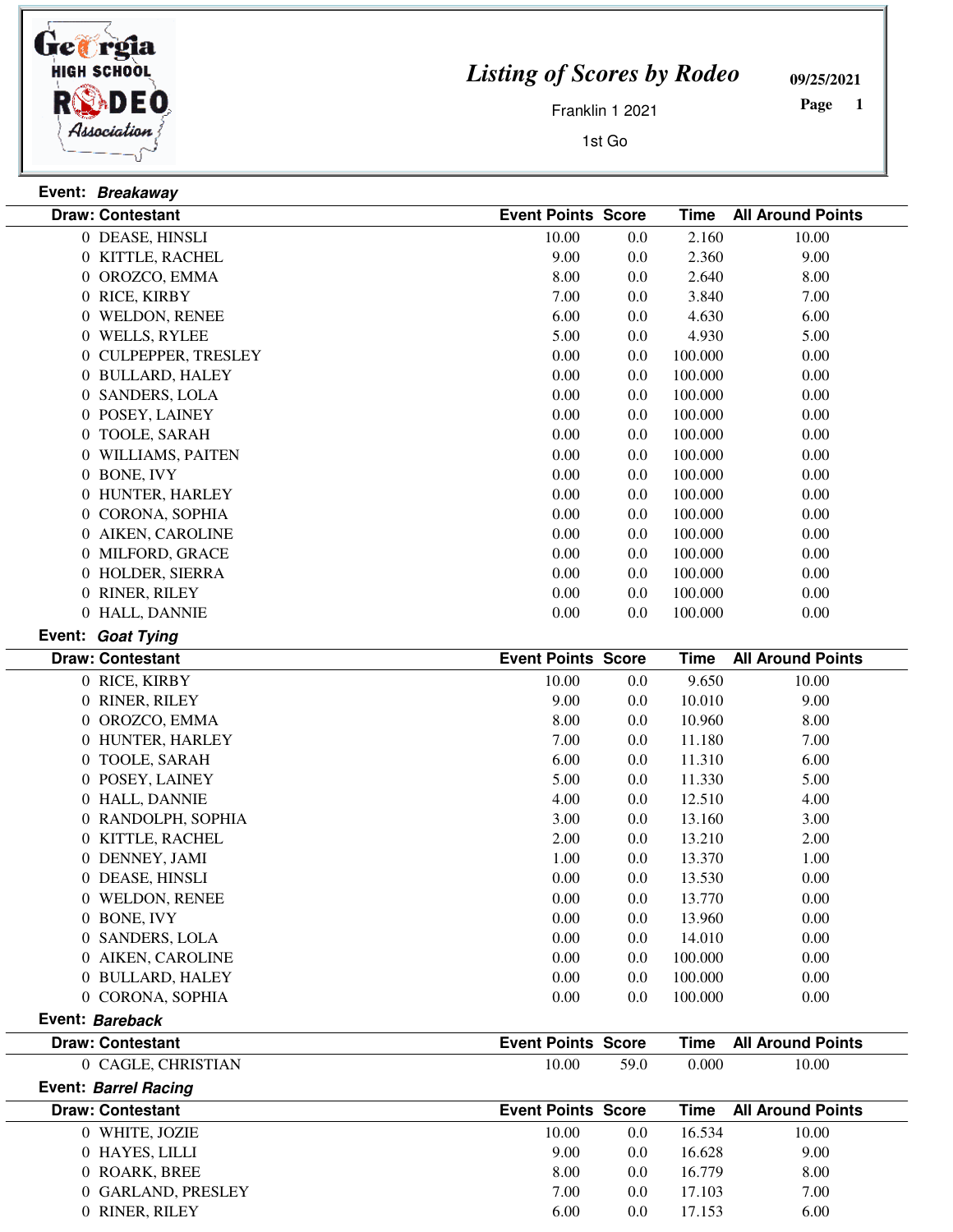# Listing of Scores by Rodeo

Franklin 1 2021

1st Go

09/25/2021

## Event: *Breakaway*

| Draw: Contestant | Event Points | Score | Time | All Around Points |
|---|---|---|---|---|
| 0 DEASE, HINSLI | 10.00 | 0.0 | 2.160 | 10.00 |
| 0 KITTLE, RACHEL | 9.00 | 0.0 | 2.360 | 9.00 |
| 0 OROZCO, EMMA | 8.00 | 0.0 | 2.640 | 8.00 |
| 0 RICE, KIRBY | 7.00 | 0.0 | 3.840 | 7.00 |
| 0 WELDON, RENEE | 6.00 | 0.0 | 4.630 | 6.00 |
| 0 WELLS, RYLEE | 5.00 | 0.0 | 4.930 | 5.00 |
| 0 CULPEPPER, TRESLEY | 0.00 | 0.0 | 100.000 | 0.00 |
| 0 BULLARD, HALEY | 0.00 | 0.0 | 100.000 | 0.00 |
| 0 SANDERS, LOLA | 0.00 | 0.0 | 100.000 | 0.00 |
| 0 POSEY, LAINEY | 0.00 | 0.0 | 100.000 | 0.00 |
| 0 TOOLE, SARAH | 0.00 | 0.0 | 100.000 | 0.00 |
| 0 WILLIAMS, PAITEN | 0.00 | 0.0 | 100.000 | 0.00 |
| 0 BONE, IVY | 0.00 | 0.0 | 100.000 | 0.00 |
| 0 HUNTER, HARLEY | 0.00 | 0.0 | 100.000 | 0.00 |
| 0 CORONA, SOPHIA | 0.00 | 0.0 | 100.000 | 0.00 |
| 0 AIKEN, CAROLINE | 0.00 | 0.0 | 100.000 | 0.00 |
| 0 MILFORD, GRACE | 0.00 | 0.0 | 100.000 | 0.00 |
| 0 HOLDER, SIERRA | 0.00 | 0.0 | 100.000 | 0.00 |
| 0 RINER, RILEY | 0.00 | 0.0 | 100.000 | 0.00 |
| 0 HALL, DANNIE | 0.00 | 0.0 | 100.000 | 0.00 |

## Event: *Goat Tying*

| Draw: Contestant | Event Points | Score | Time | All Around Points |
|---|---|---|---|---|
| 0 RICE, KIRBY | 10.00 | 0.0 | 9.650 | 10.00 |
| 0 RINER, RILEY | 9.00 | 0.0 | 10.010 | 9.00 |
| 0 OROZCO, EMMA | 8.00 | 0.0 | 10.960 | 8.00 |
| 0 HUNTER, HARLEY | 7.00 | 0.0 | 11.180 | 7.00 |
| 0 TOOLE, SARAH | 6.00 | 0.0 | 11.310 | 6.00 |
| 0 POSEY, LAINEY | 5.00 | 0.0 | 11.330 | 5.00 |
| 0 HALL, DANNIE | 4.00 | 0.0 | 12.510 | 4.00 |
| 0 RANDOLPH, SOPHIA | 3.00 | 0.0 | 13.160 | 3.00 |
| 0 KITTLE, RACHEL | 2.00 | 0.0 | 13.210 | 2.00 |
| 0 DENNEY, JAMI | 1.00 | 0.0 | 13.370 | 1.00 |
| 0 DEASE, HINSLI | 0.00 | 0.0 | 13.530 | 0.00 |
| 0 WELDON, RENEE | 0.00 | 0.0 | 13.770 | 0.00 |
| 0 BONE, IVY | 0.00 | 0.0 | 13.960 | 0.00 |
| 0 SANDERS, LOLA | 0.00 | 0.0 | 14.010 | 0.00 |
| 0 AIKEN, CAROLINE | 0.00 | 0.0 | 100.000 | 0.00 |
| 0 BULLARD, HALEY | 0.00 | 0.0 | 100.000 | 0.00 |
| 0 CORONA, SOPHIA | 0.00 | 0.0 | 100.000 | 0.00 |

## Event: *Bareback*

| Draw: Contestant | Event Points | Score | Time | All Around Points |
|---|---|---|---|---|
| 0 CAGLE, CHRISTIAN | 10.00 | 59.0 | 0.000 | 10.00 |

## Event: *Barrel Racing*

| Draw: Contestant | Event Points | Score | Time | All Around Points |
|---|---|---|---|---|
| 0 WHITE, JOZIE | 10.00 | 0.0 | 16.534 | 10.00 |
| 0 HAYES, LILLI | 9.00 | 0.0 | 16.628 | 9.00 |
| 0 ROARK, BREE | 8.00 | 0.0 | 16.779 | 8.00 |
| 0 GARLAND, PRESLEY | 7.00 | 0.0 | 17.103 | 7.00 |
| 0 RINER, RILEY | 6.00 | 0.0 | 17.153 | 6.00 |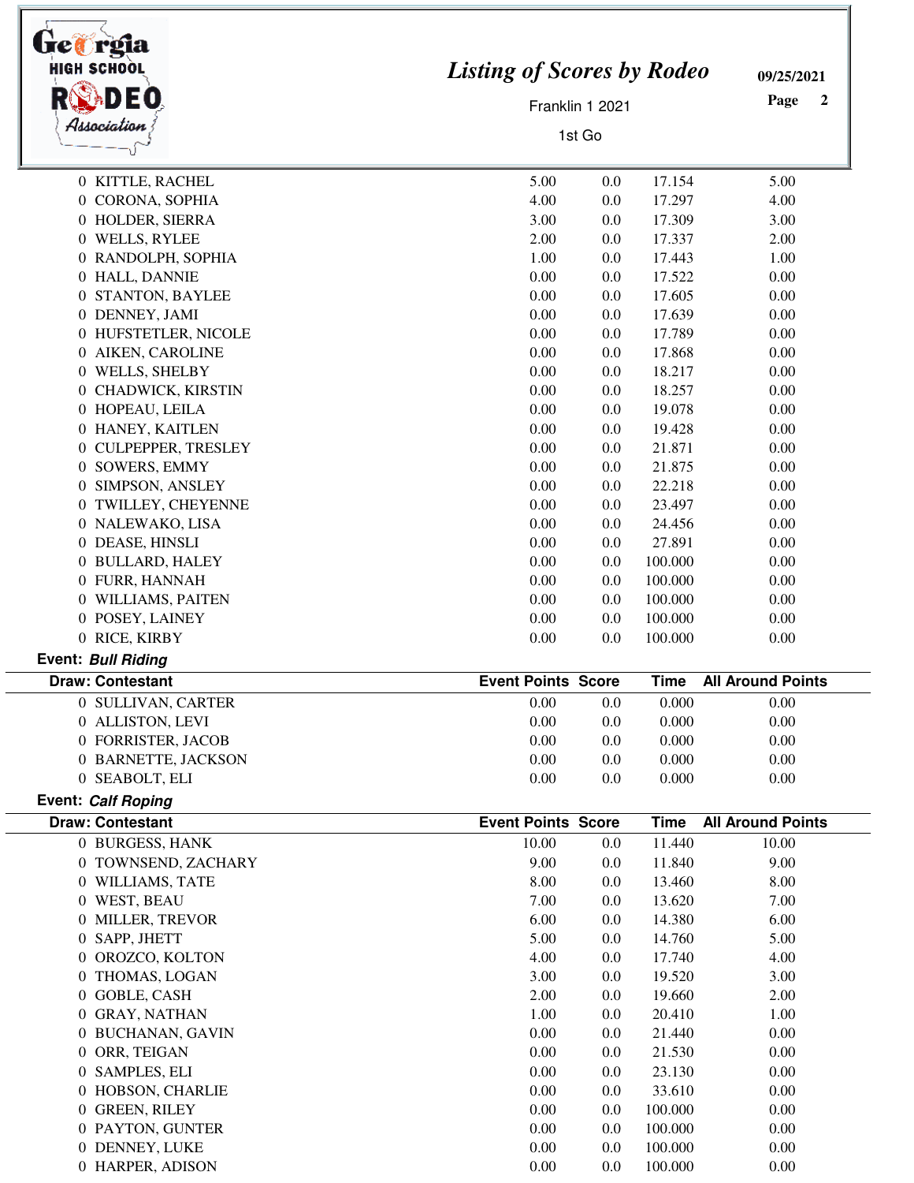| Draw: Contestant | Event Points | Score | Time | All Around Points |
|---|---|---|---|---|
| 0 KITTLE, RACHEL | 5.00 | 0.0 | 17.154 | 5.00 |
| 0 CORONA, SOPHIA | 4.00 | 0.0 | 17.297 | 4.00 |
| 0 HOLDER, SIERRA | 3.00 | 0.0 | 17.309 | 3.00 |
| 0 WELLS, RYLEE | 2.00 | 0.0 | 17.337 | 2.00 |
| 0 RANDOLPH, SOPHIA | 1.00 | 0.0 | 17.443 | 1.00 |
| 0 HALL, DANNIE | 0.00 | 0.0 | 17.522 | 0.00 |
| 0 STANTON, BAYLEE | 0.00 | 0.0 | 17.605 | 0.00 |
| 0 DENNEY, JAMI | 0.00 | 0.0 | 17.639 | 0.00 |
| 0 HUFSTETLER, NICOLE | 0.00 | 0.0 | 17.789 | 0.00 |
| 0 AIKEN, CAROLINE | 0.00 | 0.0 | 17.868 | 0.00 |
| 0 WELLS, SHELBY | 0.00 | 0.0 | 18.217 | 0.00 |
| 0 CHADWICK, KIRSTIN | 0.00 | 0.0 | 18.257 | 0.00 |
| 0 HOPEAU, LEILA | 0.00 | 0.0 | 19.078 | 0.00 |
| 0 HANEY, KAITLEN | 0.00 | 0.0 | 19.428 | 0.00 |
| 0 CULPEPPER, TRESLEY | 0.00 | 0.0 | 21.871 | 0.00 |
| 0 SOWERS, EMMY | 0.00 | 0.0 | 21.875 | 0.00 |
| 0 SIMPSON, ANSLEY | 0.00 | 0.0 | 22.218 | 0.00 |
| 0 TWILLEY, CHEYENNE | 0.00 | 0.0 | 23.497 | 0.00 |
| 0 NALEWAKO, LISA | 0.00 | 0.0 | 24.456 | 0.00 |
| 0 DEASE, HINSLI | 0.00 | 0.0 | 27.891 | 0.00 |
| 0 BULLARD, HALEY | 0.00 | 0.0 | 100.000 | 0.00 |
| 0 FURR, HANNAH | 0.00 | 0.0 | 100.000 | 0.00 |
| 0 WILLIAMS, PAITEN | 0.00 | 0.0 | 100.000 | 0.00 |
| 0 POSEY, LAINEY | 0.00 | 0.0 | 100.000 | 0.00 |
| 0 RICE, KIRBY | 0.00 | 0.0 | 100.000 | 0.00 |

**Event:** ***Bull Riding***

| Draw: Contestant | Event Points | Score | Time | All Around Points |
|---|---|---|---|---|
| 0 SULLIVAN, CARTER | 0.00 | 0.0 | 0.000 | 0.00 |
| 0 ALLISTON, LEVI | 0.00 | 0.0 | 0.000 | 0.00 |
| 0 FORRISTER, JACOB | 0.00 | 0.0 | 0.000 | 0.00 |
| 0 BARNETTE, JACKSON | 0.00 | 0.0 | 0.000 | 0.00 |
| 0 SEABOLT, ELI | 0.00 | 0.0 | 0.000 | 0.00 |

**Event:** ***Calf Roping***

| Draw: Contestant | Event Points | Score | Time | All Around Points |
|---|---|---|---|---|
| 0 BURGESS, HANK | 10.00 | 0.0 | 11.440 | 10.00 |
| 0 TOWNSEND, ZACHARY | 9.00 | 0.0 | 11.840 | 9.00 |
| 0 WILLIAMS, TATE | 8.00 | 0.0 | 13.460 | 8.00 |
| 0 WEST, BEAU | 7.00 | 0.0 | 13.620 | 7.00 |
| 0 MILLER, TREVOR | 6.00 | 0.0 | 14.380 | 6.00 |
| 0 SAPP, JHETT | 5.00 | 0.0 | 14.760 | 5.00 |
| 0 OROZCO, KOLTON | 4.00 | 0.0 | 17.740 | 4.00 |
| 0 THOMAS, LOGAN | 3.00 | 0.0 | 19.520 | 3.00 |
| 0 GOBLE, CASH | 2.00 | 0.0 | 19.660 | 2.00 |
| 0 GRAY, NATHAN | 1.00 | 0.0 | 20.410 | 1.00 |
| 0 BUCHANAN, GAVIN | 0.00 | 0.0 | 21.440 | 0.00 |
| 0 ORR, TEIGAN | 0.00 | 0.0 | 21.530 | 0.00 |
| 0 SAMPLES, ELI | 0.00 | 0.0 | 23.130 | 0.00 |
| 0 HOBSON, CHARLIE | 0.00 | 0.0 | 33.610 | 0.00 |
| 0 GREEN, RILEY | 0.00 | 0.0 | 100.000 | 0.00 |
| 0 PAYTON, GUNTER | 0.00 | 0.0 | 100.000 | 0.00 |
| 0 DENNEY, LUKE | 0.00 | 0.0 | 100.000 | 0.00 |
| 0 HARPER, ADISON | 0.00 | 0.0 | 100.000 | 0.00 |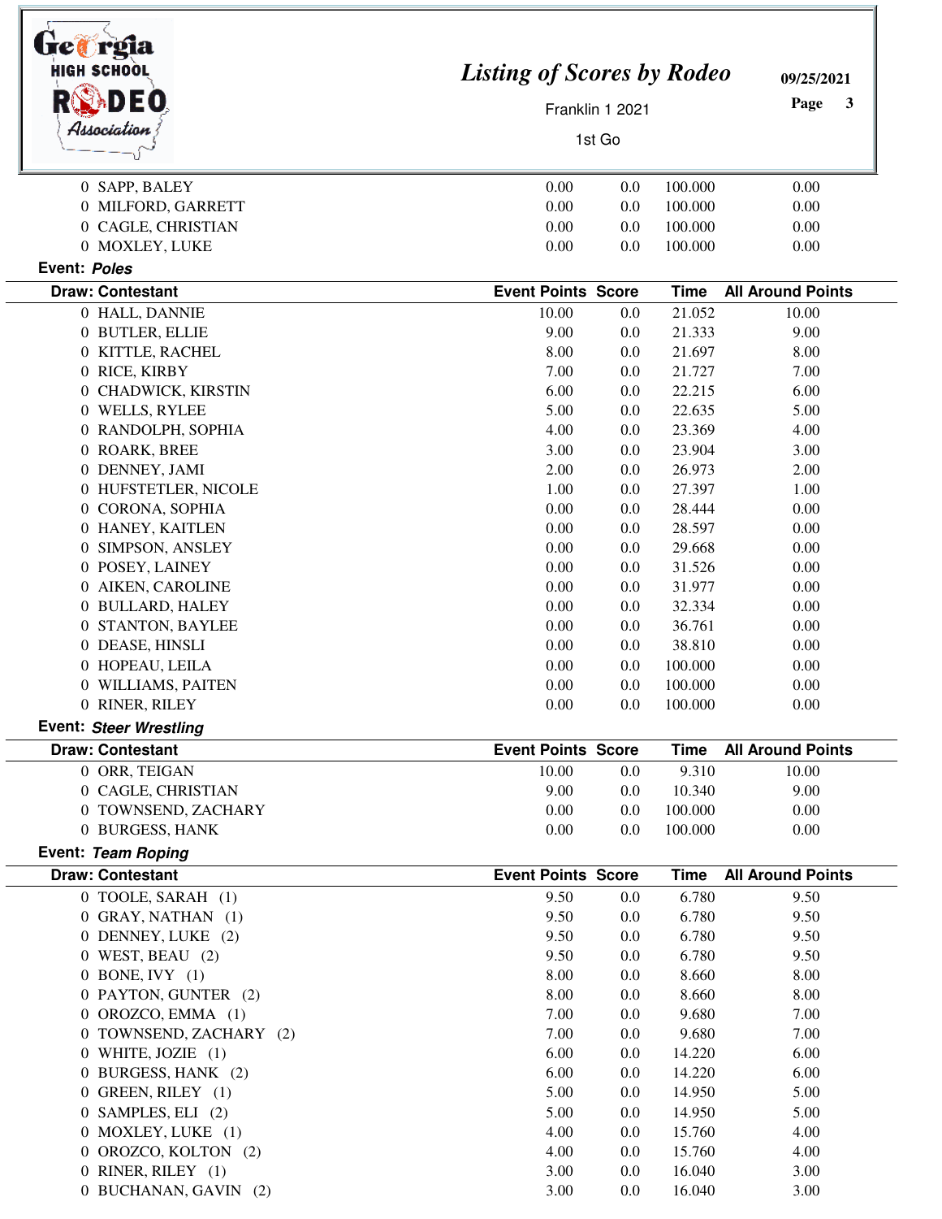| Draw: Contestant | Event Points | Score | Time | All Around Points |
|---|---|---|---|---|
| 0 SAPP, BALEY | 0.00 | 0.0 | 100.000 | 0.00 |
| 0 MILFORD, GARRETT | 0.00 | 0.0 | 100.000 | 0.00 |
| 0 CAGLE, CHRISTIAN | 0.00 | 0.0 | 100.000 | 0.00 |
| 0 MOXLEY, LUKE | 0.00 | 0.0 | 100.000 | 0.00 |

**Event:** ***Poles***

| Draw: Contestant | Event Points | Score | Time | All Around Points |
|---|---|---|---|---|
| 0 HALL, DANNIE | 10.00 | 0.0 | 21.052 | 10.00 |
| 0 BUTLER, ELLIE | 9.00 | 0.0 | 21.333 | 9.00 |
| 0 KITTLE, RACHEL | 8.00 | 0.0 | 21.697 | 8.00 |
| 0 RICE, KIRBY | 7.00 | 0.0 | 21.727 | 7.00 |
| 0 CHADWICK, KIRSTIN | 6.00 | 0.0 | 22.215 | 6.00 |
| 0 WELLS, RYLEE | 5.00 | 0.0 | 22.635 | 5.00 |
| 0 RANDOLPH, SOPHIA | 4.00 | 0.0 | 23.369 | 4.00 |
| 0 ROARK, BREE | 3.00 | 0.0 | 23.904 | 3.00 |
| 0 DENNEY, JAMI | 2.00 | 0.0 | 26.973 | 2.00 |
| 0 HUFSTETLER, NICOLE | 1.00 | 0.0 | 27.397 | 1.00 |
| 0 CORONA, SOPHIA | 0.00 | 0.0 | 28.444 | 0.00 |
| 0 HANEY, KAITLEN | 0.00 | 0.0 | 28.597 | 0.00 |
| 0 SIMPSON, ANSLEY | 0.00 | 0.0 | 29.668 | 0.00 |
| 0 POSEY, LAINEY | 0.00 | 0.0 | 31.526 | 0.00 |
| 0 AIKEN, CAROLINE | 0.00 | 0.0 | 31.977 | 0.00 |
| 0 BULLARD, HALEY | 0.00 | 0.0 | 32.334 | 0.00 |
| 0 STANTON, BAYLEE | 0.00 | 0.0 | 36.761 | 0.00 |
| 0 DEASE, HINSLI | 0.00 | 0.0 | 38.810 | 0.00 |
| 0 HOPEAU, LEILA | 0.00 | 0.0 | 100.000 | 0.00 |
| 0 WILLIAMS, PAITEN | 0.00 | 0.0 | 100.000 | 0.00 |
| 0 RINER, RILEY | 0.00 | 0.0 | 100.000 | 0.00 |

**Event:** ***Steer Wrestling***

| Draw: Contestant | Event Points | Score | Time | All Around Points |
|---|---|---|---|---|
| 0 ORR, TEIGAN | 10.00 | 0.0 | 9.310 | 10.00 |
| 0 CAGLE, CHRISTIAN | 9.00 | 0.0 | 10.340 | 9.00 |
| 0 TOWNSEND, ZACHARY | 0.00 | 0.0 | 100.000 | 0.00 |
| 0 BURGESS, HANK | 0.00 | 0.0 | 100.000 | 0.00 |

**Event:** ***Team Roping***

| Draw: Contestant | Event Points | Score | Time | All Around Points |
|---|---|---|---|---|
| 0 TOOLE, SARAH (1) | 9.50 | 0.0 | 6.780 | 9.50 |
| 0 GRAY, NATHAN (1) | 9.50 | 0.0 | 6.780 | 9.50 |
| 0 DENNEY, LUKE (2) | 9.50 | 0.0 | 6.780 | 9.50 |
| 0 WEST, BEAU (2) | 9.50 | 0.0 | 6.780 | 9.50 |
| 0 BONE, IVY (1) | 8.00 | 0.0 | 8.660 | 8.00 |
| 0 PAYTON, GUNTER (2) | 8.00 | 0.0 | 8.660 | 8.00 |
| 0 OROZCO, EMMA (1) | 7.00 | 0.0 | 9.680 | 7.00 |
| 0 TOWNSEND, ZACHARY (2) | 7.00 | 0.0 | 9.680 | 7.00 |
| 0 WHITE, JOZIE (1) | 6.00 | 0.0 | 14.220 | 6.00 |
| 0 BURGESS, HANK (2) | 6.00 | 0.0 | 14.220 | 6.00 |
| 0 GREEN, RILEY (1) | 5.00 | 0.0 | 14.950 | 5.00 |
| 0 SAMPLES, ELI (2) | 5.00 | 0.0 | 14.950 | 5.00 |
| 0 MOXLEY, LUKE (1) | 4.00 | 0.0 | 15.760 | 4.00 |
| 0 OROZCO, KOLTON (2) | 4.00 | 0.0 | 15.760 | 4.00 |
| 0 RINER, RILEY (1) | 3.00 | 0.0 | 16.040 | 3.00 |
| 0 BUCHANAN, GAVIN (2) | 3.00 | 0.0 | 16.040 | 3.00 |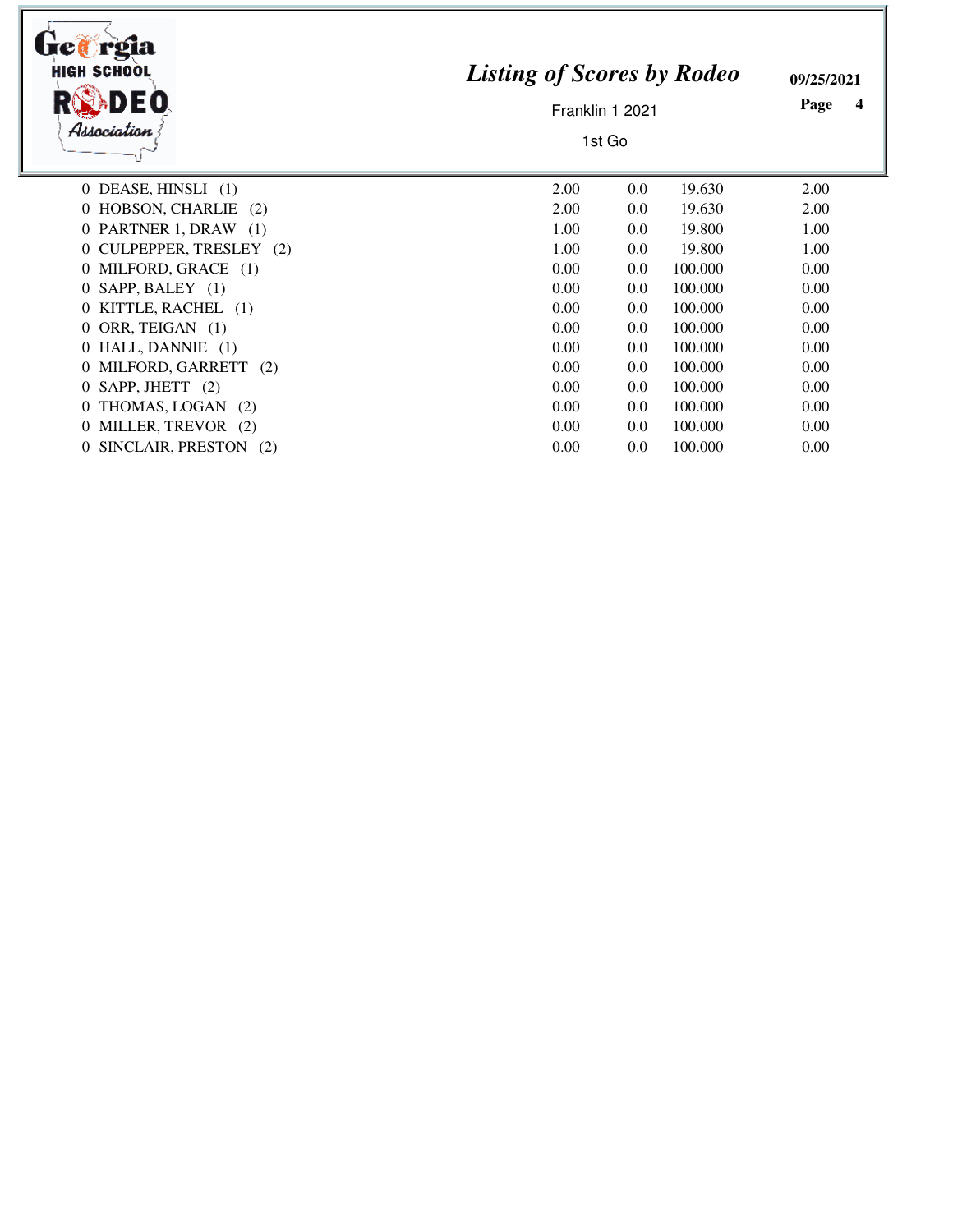# *Listing of Scores by Rodeo*

Franklin 1 2021

1st Go

09/25/2021

| | | | | |
|---|---|---|---|---|
| 0 DEASE, HINSLI (1) | 2.00 | 0.0 | 19.630 | 2.00 |
| 0 HOBSON, CHARLIE (2) | 2.00 | 0.0 | 19.630 | 2.00 |
| 0 PARTNER 1, DRAW (1) | 1.00 | 0.0 | 19.800 | 1.00 |
| 0 CULPEPPER, TRESLEY (2) | 1.00 | 0.0 | 19.800 | 1.00 |
| 0 MILFORD, GRACE (1) | 0.00 | 0.0 | 100.000 | 0.00 |
| 0 SAPP, BALEY (1) | 0.00 | 0.0 | 100.000 | 0.00 |
| 0 KITTLE, RACHEL (1) | 0.00 | 0.0 | 100.000 | 0.00 |
| 0 ORR, TEIGAN (1) | 0.00 | 0.0 | 100.000 | 0.00 |
| 0 HALL, DANNIE (1) | 0.00 | 0.0 | 100.000 | 0.00 |
| 0 MILFORD, GARRETT (2) | 0.00 | 0.0 | 100.000 | 0.00 |
| 0 SAPP, JHETT (2) | 0.00 | 0.0 | 100.000 | 0.00 |
| 0 THOMAS, LOGAN (2) | 0.00 | 0.0 | 100.000 | 0.00 |
| 0 MILLER, TREVOR (2) | 0.00 | 0.0 | 100.000 | 0.00 |
| 0 SINCLAIR, PRESTON (2) | 0.00 | 0.0 | 100.000 | 0.00 |